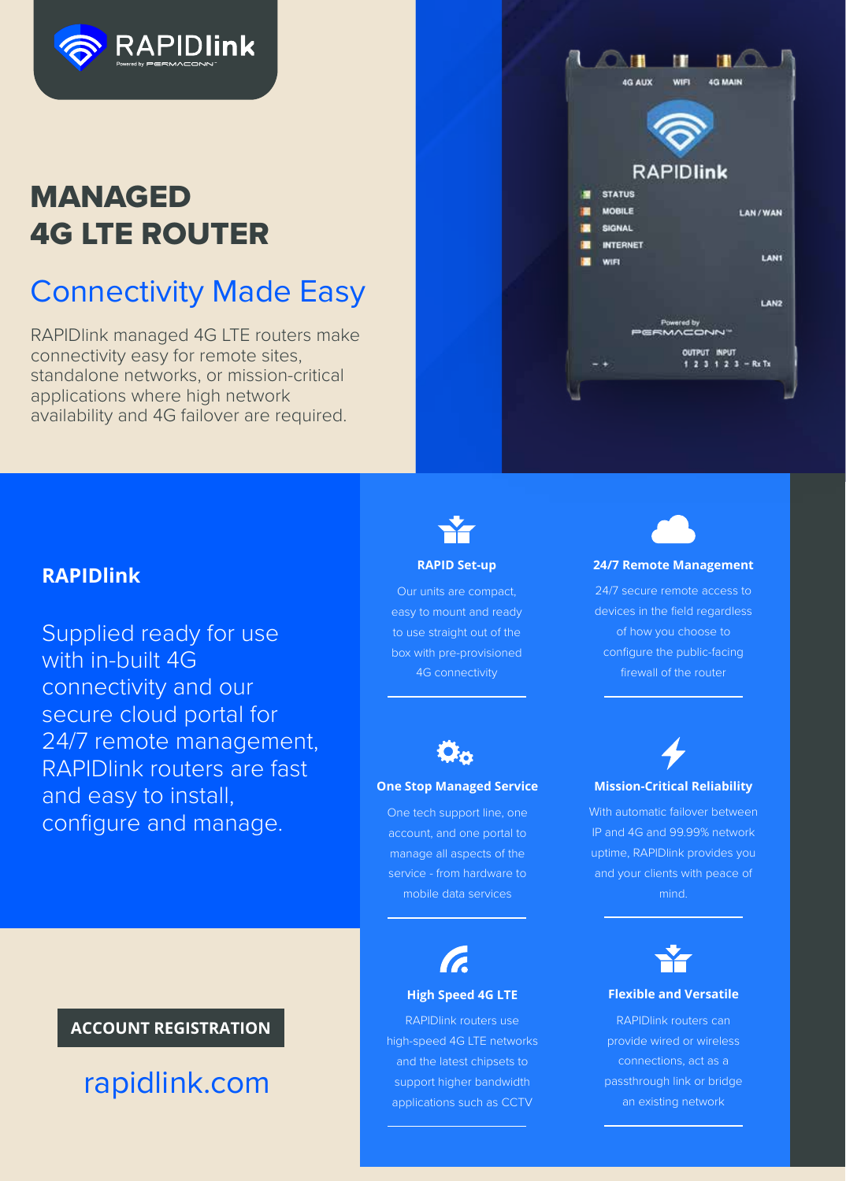# MANAGED 4G LTE ROUTER

## Connectivity Made Easy

RAPIDlink managed 4G LTE routers make connectivity easy for remote sites, standalone networks, or mission-critical applications where high network availability and 4G failover are required.

## RAPIDlink

Supplied ready for use with in-built 4G connectivity and our secure cloud portal for 24/7 remote management, RAPIDlink routers are fast and easy to install, configure and manage.

### RAPID Set-up

Our units are compact, easy to mount and ready to use straight out of the box with pre-provisioned 4G connectivity

### 24/7 Remote Management

24/7 secure remote access to devices in the field regardless of how you choose to configure the public-facing firewall of the router

### One Stop Managed Service

One tech support line, one account, and one portal to manage all aspects of the service - from hardware to mobile data services

### Mission-Critical Reliability

With automatic failover between IP and 4G and 99.99% network uptime, RAPIDlink provides you and your clients with peace of mind.

### High Speed 4G LTE

RAPIDlink routers use high-speed 4G LTE networks and the latest chipsets to support higher bandwidth applications such as CCTV

### Flexible and Versatile

RAPIDlink routers can provide wired or wireless connections, act as a passthrough link or bridge an existing network

**ACCOUNT REGISTRATION**

rapidlink.com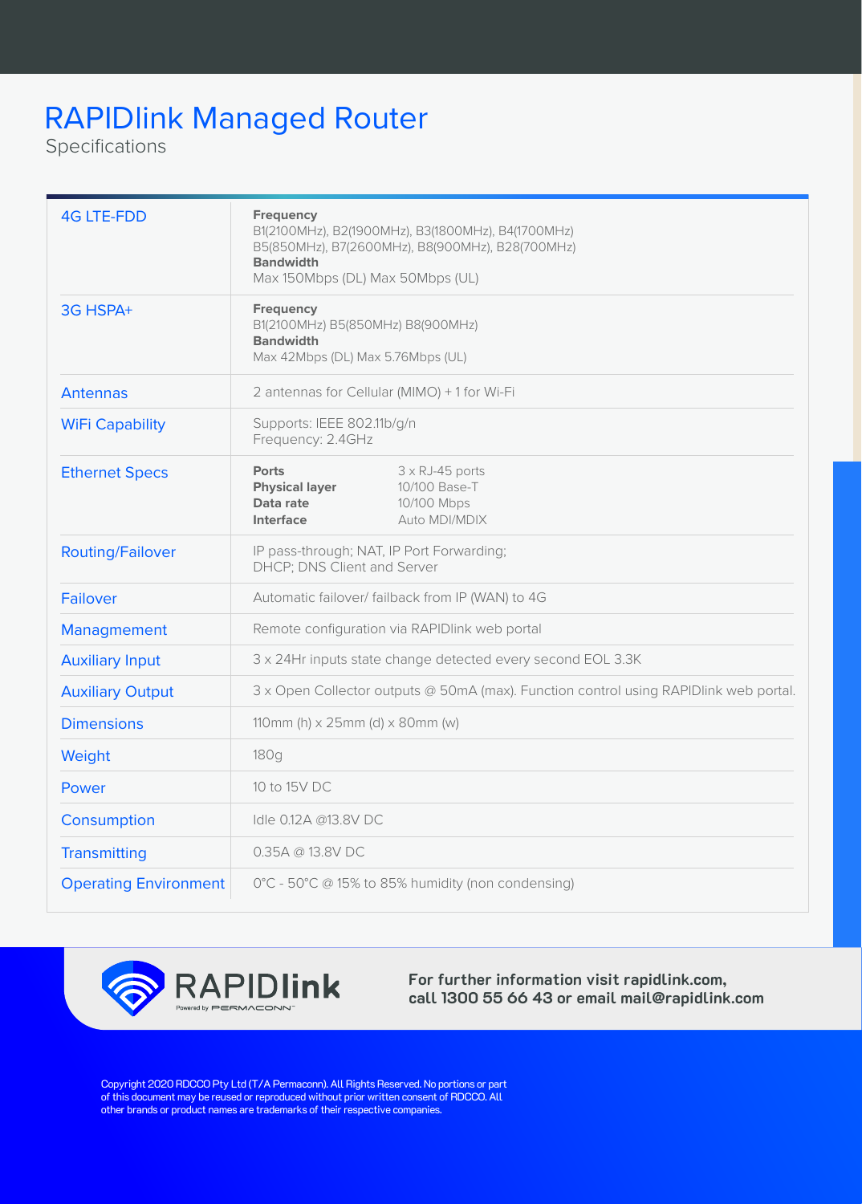# RAPIDlink Managed Router

Specifications

| | |
|---|---|
| 4G LTE-FDD | **Frequency**<br>B1(2100MHz), B2(1900MHz), B3(1800MHz), B4(1700MHz)<br>B5(850MHz), B7(2600MHz), B8(900MHz), B28(700MHz)<br>**Bandwidth**<br>Max 150Mbps (DL) Max 50Mbps (UL) |
| 3G HSPA+ | **Frequency**<br>B1(2100MHz) B5(850MHz) B8(900MHz)<br>**Bandwidth**<br>Max 42Mbps (DL) Max 5.76Mbps (UL) |
| Antennas | 2 antennas for Cellular (MIMO) + 1 for Wi-Fi |
| WiFi Capability | Supports: IEEE 802.11b/g/n<br>Frequency: 2.4GHz |
| Ethernet Specs | **Ports** 3 x RJ-45 ports<br>**Physical layer** 10/100 Base-T<br>**Data rate** 10/100 Mbps<br>**Interface** Auto MDI/MDIX |
| Routing/Failover | IP pass-through; NAT, IP Port Forwarding;<br>DHCP; DNS Client and Server |
| Failover | Automatic failover/ failback from IP (WAN) to 4G |
| Managment | Remote configuration via RAPIDlink web portal |
| Auxiliary Input | 3 x 24Hr inputs state change detected every second EOL 3.3K |
| Auxiliary Output | 3 x Open Collector outputs @ 50mA (max). Function control using RAPIDlink web portal. |
| Dimensions | 110mm (h) x 25mm (d) x 80mm (w) |
| Weight | 180g |
| Power | 10 to 15V DC |
| Consumption | Idle 0.12A @13.8V DC |
| Transmitting | 0.35A @ 13.8V DC |
| Operating Environment | 0°C - 50°C @ 15% to 85% humidity (non condensing) |

RAPIDlink
Powered by PERMACONN

**For further information visit rapidlink.com, call 1300 55 66 43 or email mail@rapidlink.com**

Copyright 2020 RDCCO Pty Ltd (T/A Permaconn). All Rights Reserved. No portions or part of this document may be reused or reproduced without prior written consent of RDCCO. All other brands or product names are trademarks of their respective companies.